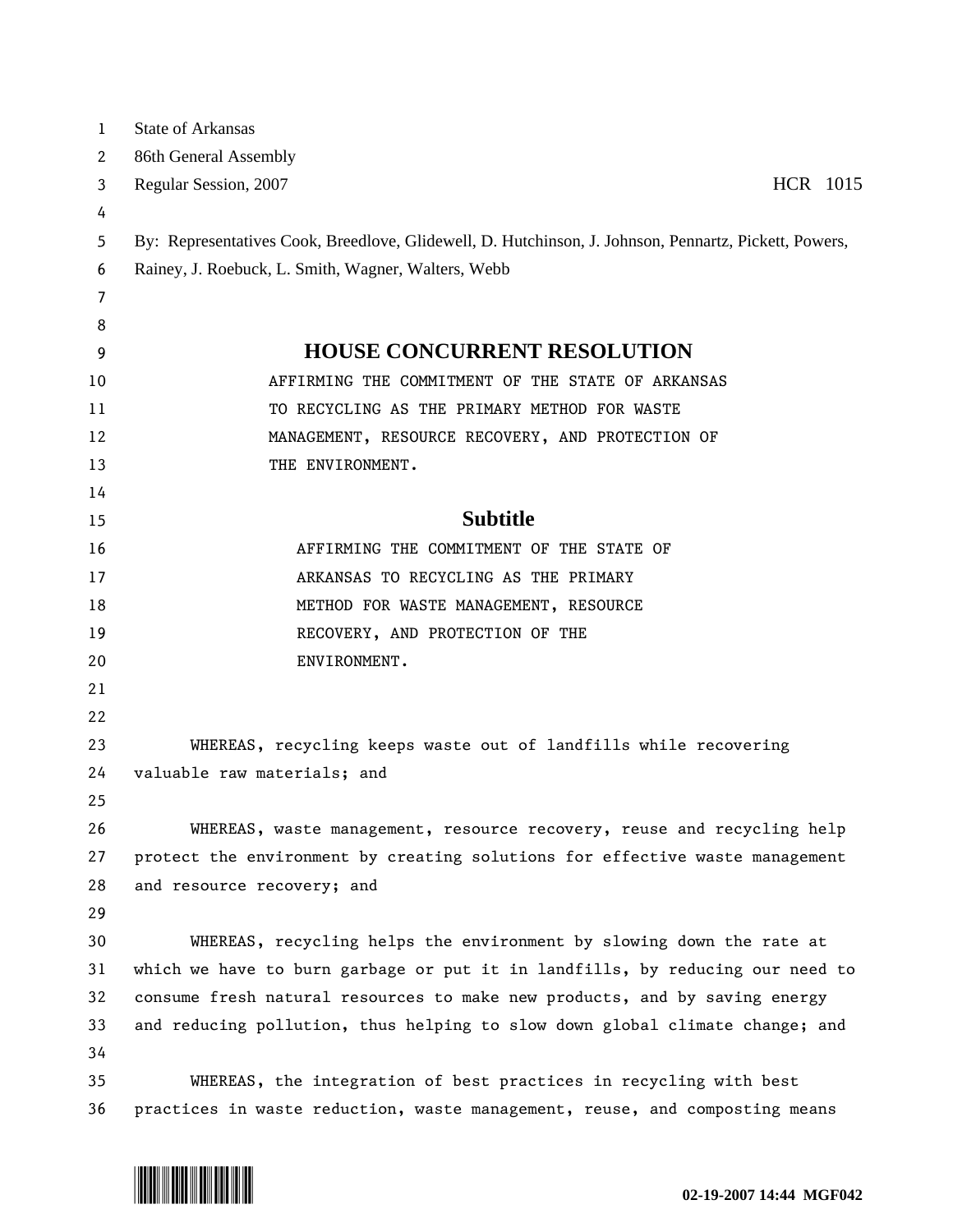State of Arkansas
86th General Assembly
Regular Session, 2007 HCR 1015

By: Representatives Cook, Breedlove, Glidewell, D. Hutchinson, J. Johnson, Pennartz, Pickett, Powers, Rainey, J. Roebuck, L. Smith, Wagner, Walters, Webb

# HOUSE CONCURRENT RESOLUTION

AFFIRMING THE COMMITMENT OF THE STATE OF ARKANSAS TO RECYCLING AS THE PRIMARY METHOD FOR WASTE MANAGEMENT, RESOURCE RECOVERY, AND PROTECTION OF THE ENVIRONMENT.

## Subtitle

AFFIRMING THE COMMITMENT OF THE STATE OF ARKANSAS TO RECYCLING AS THE PRIMARY METHOD FOR WASTE MANAGEMENT, RESOURCE RECOVERY, AND PROTECTION OF THE ENVIRONMENT.

WHEREAS, recycling keeps waste out of landfills while recovering valuable raw materials; and

WHEREAS, waste management, resource recovery, reuse and recycling help protect the environment by creating solutions for effective waste management and resource recovery; and

WHEREAS, recycling helps the environment by slowing down the rate at which we have to burn garbage or put it in landfills, by reducing our need to consume fresh natural resources to make new products, and by saving energy and reducing pollution, thus helping to slow down global climate change; and

WHEREAS, the integration of best practices in recycling with best practices in waste reduction, waste management, reuse, and composting means

02-19-2007 14:44 MGF042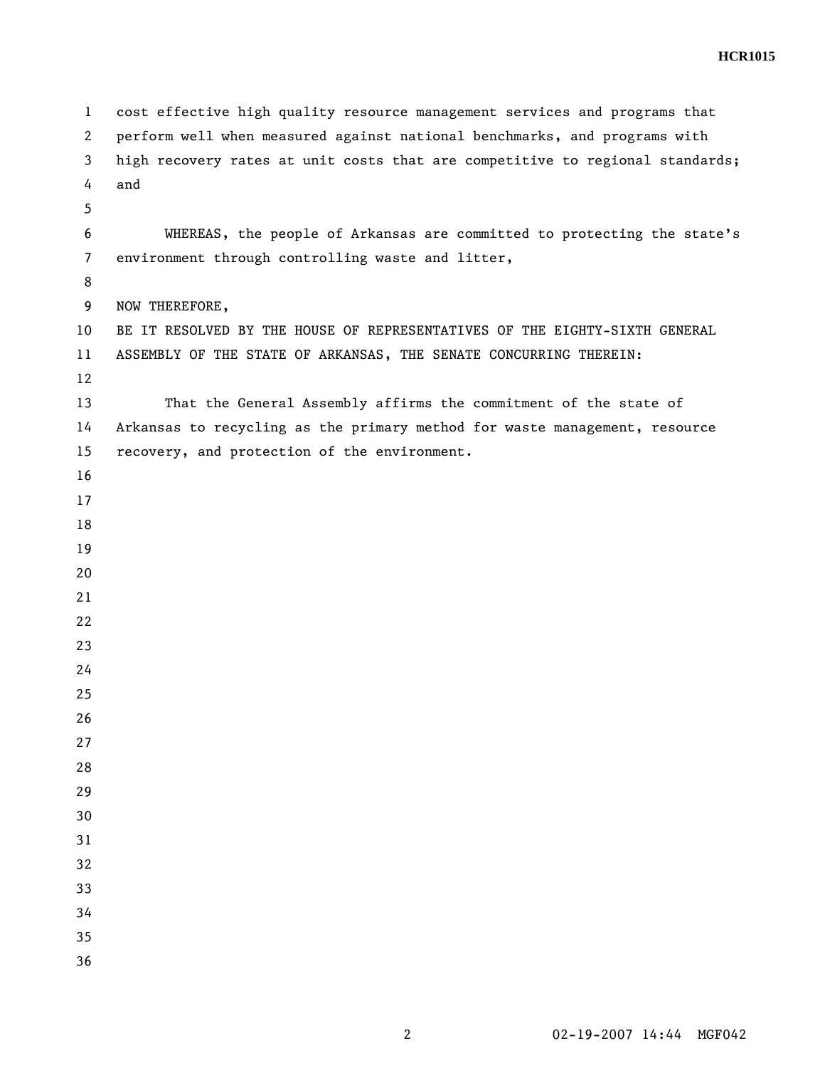cost effective high quality resource management services and programs that perform well when measured against national benchmarks, and programs with high recovery rates at unit costs that are competitive to regional standards; and

WHEREAS, the people of Arkansas are committed to protecting the state's environment through controlling waste and litter,

NOW THEREFORE,
BE IT RESOLVED BY THE HOUSE OF REPRESENTATIVES OF THE EIGHTY-SIXTH GENERAL ASSEMBLY OF THE STATE OF ARKANSAS, THE SENATE CONCURRING THEREIN:

That the General Assembly affirms the commitment of the state of Arkansas to recycling as the primary method for waste management, resource recovery, and protection of the environment.